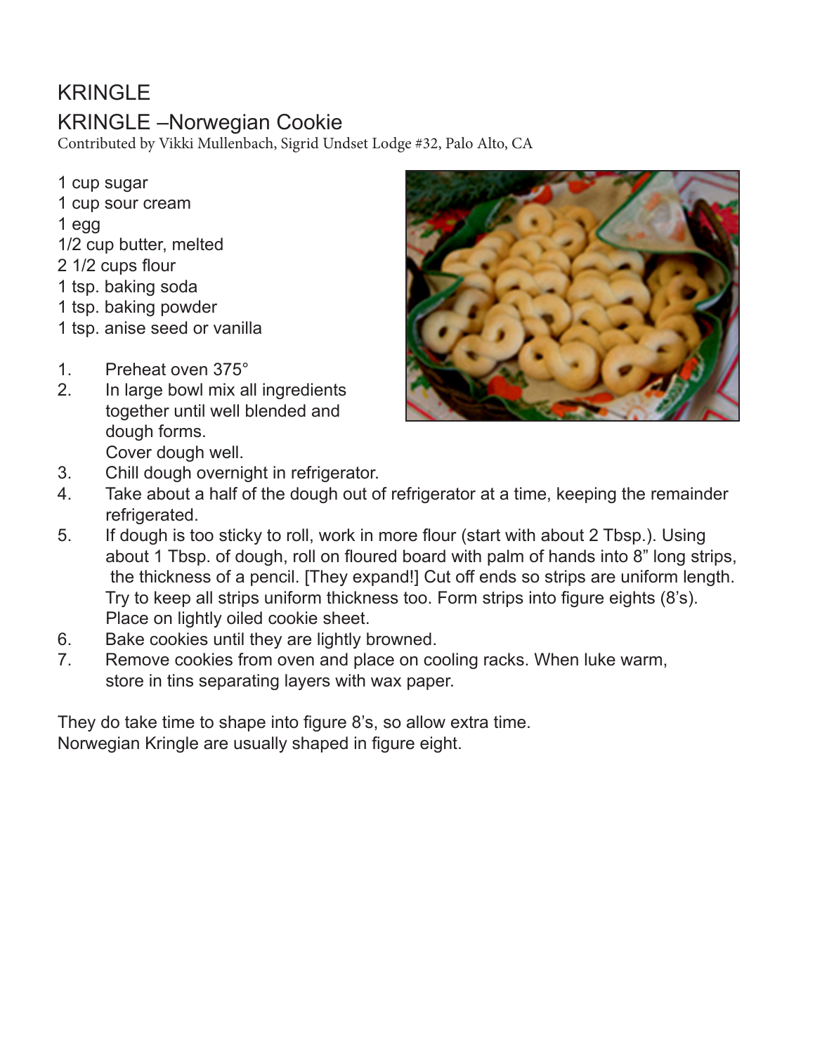# KRINGLE

## KRINGLE –Norwegian Cookie

Contributed by Vikki Mullenbach, Sigrid Undset Lodge #32, Palo Alto, CA

- 1 cup sugar
- 1 cup sour cream
- 1 egg
- 1/2 cup butter, melted
- 2 1/2 cups flour
- 1 tsp. baking soda
- 1 tsp. baking powder
- 1 tsp. anise seed or vanilla

1. Preheat oven 375°
2. In large bowl mix all ingredients together until well blended and dough forms.
   Cover dough well.
3. Chill dough overnight in refrigerator.
4. Take about a half of the dough out of refrigerator at a time, keeping the remainder refrigerated.
5. If dough is too sticky to roll, work in more flour (start with about 2 Tbsp.). Using about 1 Tbsp. of dough, roll on floured board with palm of hands into 8" long strips, the thickness of a pencil. [They expand!] Cut off ends so strips are uniform length. Try to keep all strips uniform thickness too. Form strips into figure eights (8's). Place on lightly oiled cookie sheet.
6. Bake cookies until they are lightly browned.
7. Remove cookies from oven and place on cooling racks. When luke warm, store in tins separating layers with wax paper.

They do take time to shape into figure 8's, so allow extra time.
Norwegian Kringle are usually shaped in figure eight.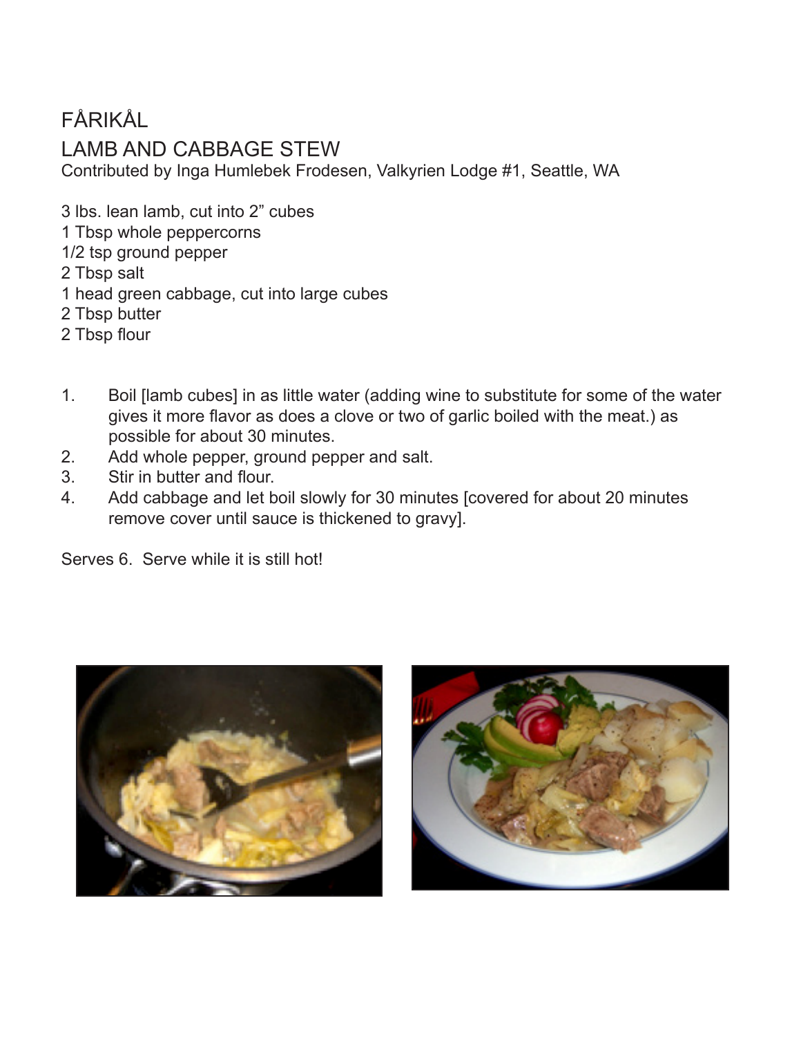# FÅRIKÅL

## LAMB AND CABBAGE STEW

Contributed by Inga Humlebek Frodesen, Valkyrien Lodge #1, Seattle, WA

3 lbs. lean lamb, cut into 2" cubes
1 Tbsp whole peppercorns
1/2 tsp ground pepper
2 Tbsp salt
1 head green cabbage, cut into large cubes
2 Tbsp butter
2 Tbsp flour

1. Boil [lamb cubes] in as little water (adding wine to substitute for some of the water gives it more flavor as does a clove or two of garlic boiled with the meat.) as possible for about 30 minutes.
2. Add whole pepper, ground pepper and salt.
3. Stir in butter and flour.
4. Add cabbage and let boil slowly for 30 minutes [covered for about 20 minutes remove cover until sauce is thickened to gravy].

Serves 6. Serve while it is still hot!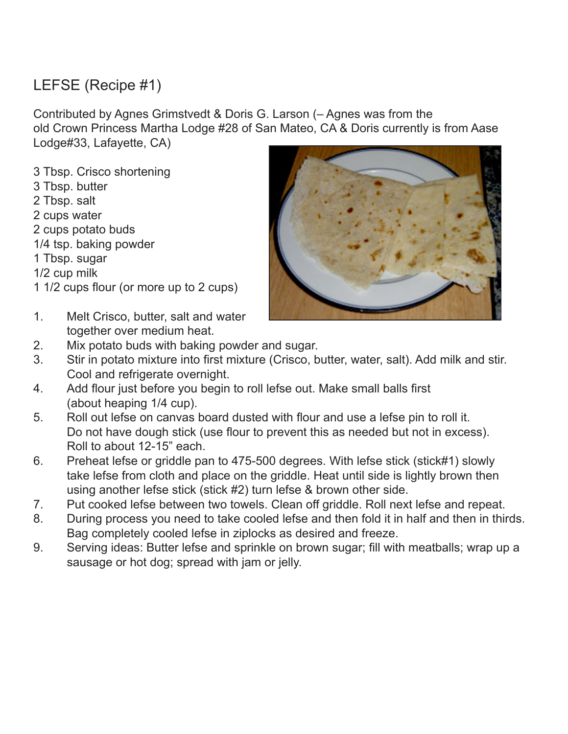# LEFSE (Recipe #1)

Contributed by Agnes Grimstvedt & Doris G. Larson (– Agnes was from the old Crown Princess Martha Lodge #28 of San Mateo, CA & Doris currently is from Aase Lodge#33, Lafayette, CA)

- 3 Tbsp. Crisco shortening
- 3 Tbsp. butter
- 2 Tbsp. salt
- 2 cups water
- 2 cups potato buds
- 1/4 tsp. baking powder
- 1 Tbsp. sugar
- 1/2 cup milk
- 1 1/2 cups flour (or more up to 2 cups)

1. Melt Crisco, butter, salt and water together over medium heat.
2. Mix potato buds with baking powder and sugar.
3. Stir in potato mixture into first mixture (Crisco, butter, water, salt). Add milk and stir. Cool and refrigerate overnight.
4. Add flour just before you begin to roll lefse out. Make small balls first (about heaping 1/4 cup).
5. Roll out lefse on canvas board dusted with flour and use a lefse pin to roll it. Do not have dough stick (use flour to prevent this as needed but not in excess). Roll to about 12-15" each.
6. Preheat lefse or griddle pan to 475-500 degrees. With lefse stick (stick#1) slowly take lefse from cloth and place on the griddle. Heat until side is lightly brown then using another lefse stick (stick #2) turn lefse & brown other side.
7. Put cooked lefse between two towels. Clean off griddle. Roll next lefse and repeat.
8. During process you need to take cooled lefse and then fold it in half and then in thirds. Bag completely cooled lefse in ziplocks as desired and freeze.
9. Serving ideas: Butter lefse and sprinkle on brown sugar; fill with meatballs; wrap up a sausage or hot dog; spread with jam or jelly.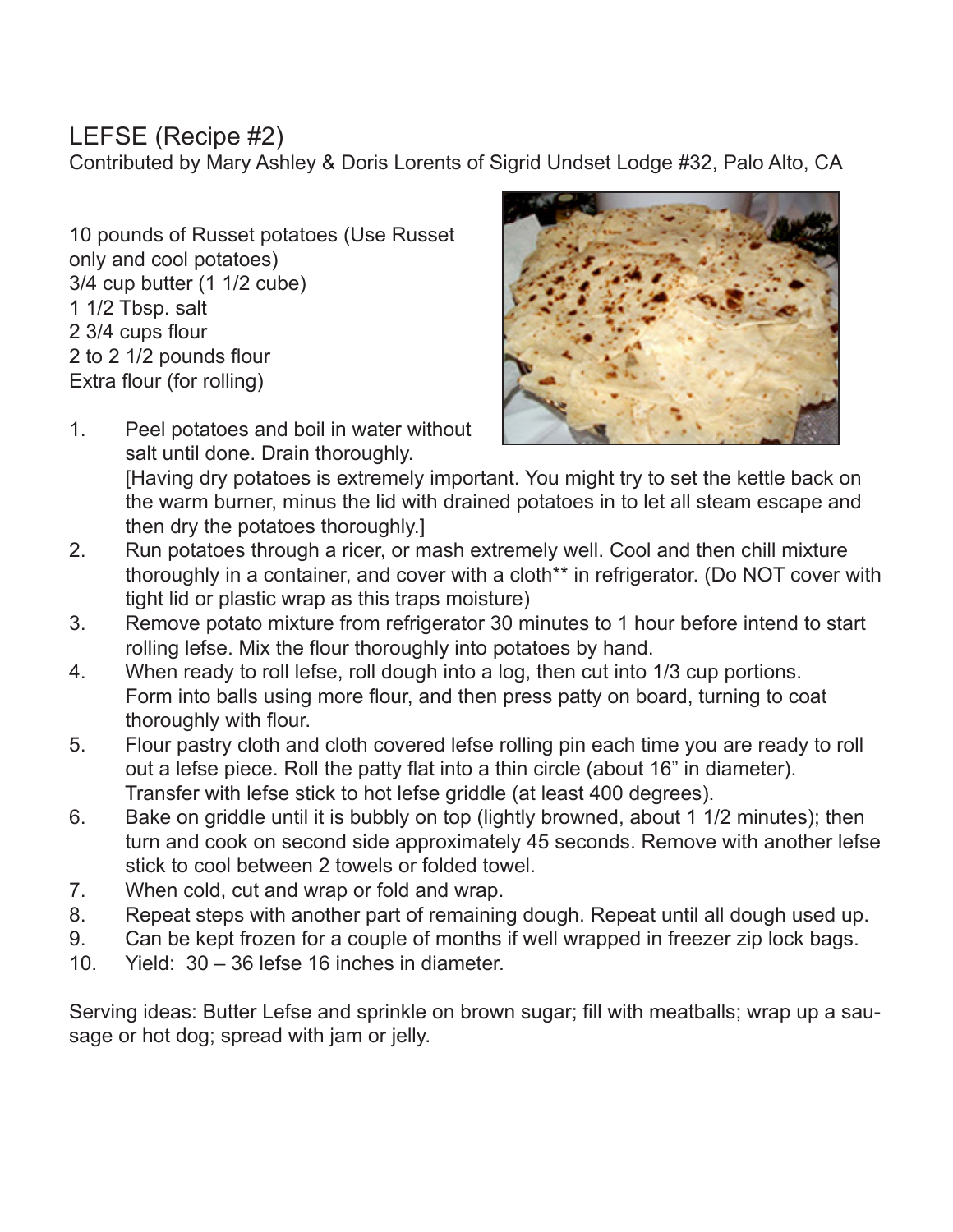# LEFSE (Recipe #2)

Contributed by Mary Ashley & Doris Lorents of Sigrid Undset Lodge #32, Palo Alto, CA

10 pounds of Russet potatoes (Use Russet only and cool potatoes)
3/4 cup butter (1 1/2 cube)
1 1/2 Tbsp. salt
2 3/4 cups flour
2 to 2 1/2 pounds flour
Extra flour (for rolling)

1. Peel potatoes and boil in water without salt until done. Drain thoroughly. [Having dry potatoes is extremely important. You might try to set the kettle back on the warm burner, minus the lid with drained potatoes in to let all steam escape and then dry the potatoes thoroughly.]
2. Run potatoes through a ricer, or mash extremely well. Cool and then chill mixture thoroughly in a container, and cover with a cloth** in refrigerator. (Do NOT cover with tight lid or plastic wrap as this traps moisture)
3. Remove potato mixture from refrigerator 30 minutes to 1 hour before intend to start rolling lefse. Mix the flour thoroughly into potatoes by hand.
4. When ready to roll lefse, roll dough into a log, then cut into 1/3 cup portions. Form into balls using more flour, and then press patty on board, turning to coat thoroughly with flour.
5. Flour pastry cloth and cloth covered lefse rolling pin each time you are ready to roll out a lefse piece. Roll the patty flat into a thin circle (about 16" in diameter). Transfer with lefse stick to hot lefse griddle (at least 400 degrees).
6. Bake on griddle until it is bubbly on top (lightly browned, about 1 1/2 minutes); then turn and cook on second side approximately 45 seconds. Remove with another lefse stick to cool between 2 towels or folded towel.
7. When cold, cut and wrap or fold and wrap.
8. Repeat steps with another part of remaining dough. Repeat until all dough used up.
9. Can be kept frozen for a couple of months if well wrapped in freezer zip lock bags.
10. Yield: 30 – 36 lefse 16 inches in diameter.

Serving ideas: Butter Lefse and sprinkle on brown sugar; fill with meatballs; wrap up a sausage or hot dog; spread with jam or jelly.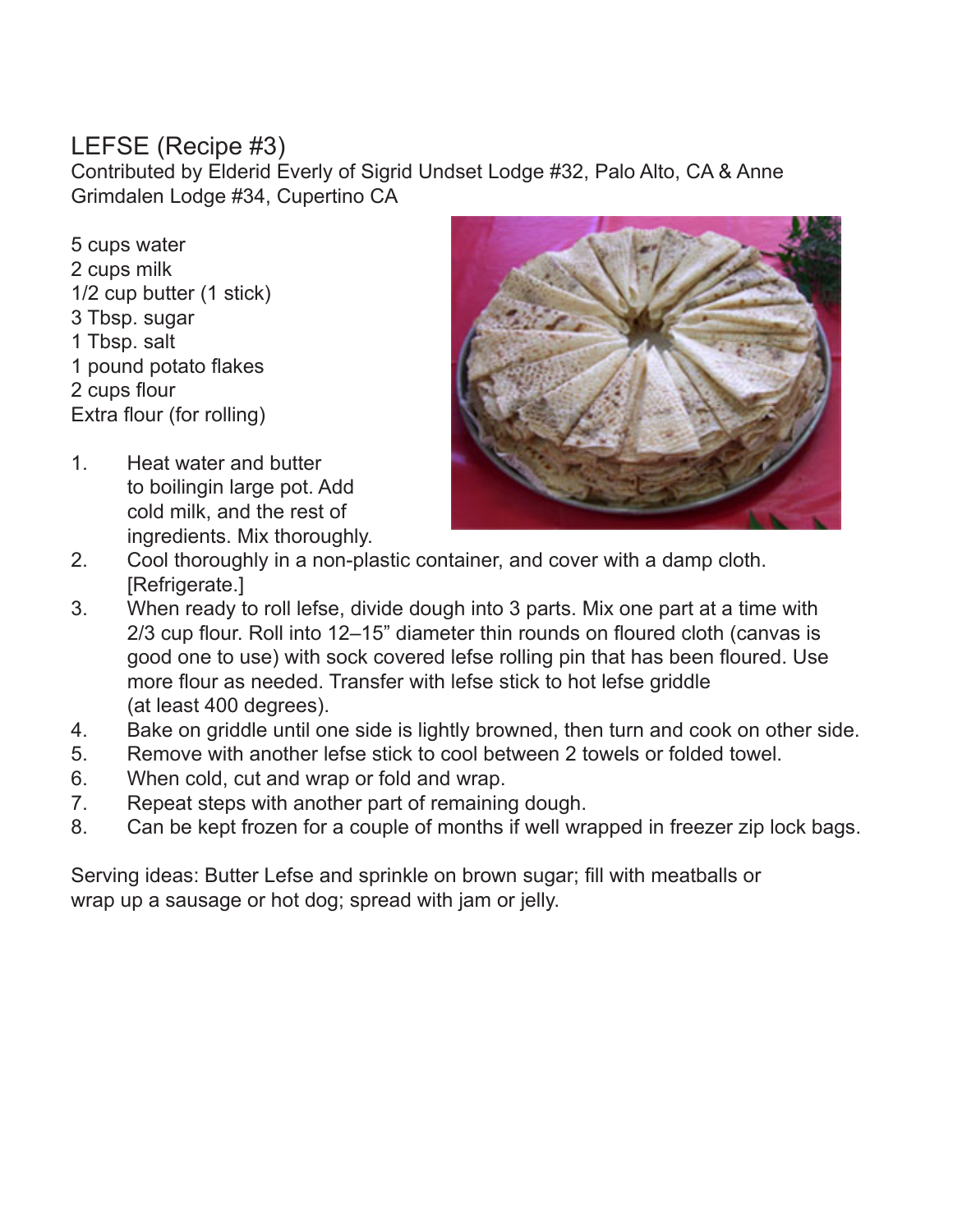# LEFSE (Recipe #3)

Contributed by Elderid Everly of Sigrid Undset Lodge #32, Palo Alto, CA & Anne Grimdalen Lodge #34, Cupertino CA

5 cups water
2 cups milk
1/2 cup butter (1 stick)
3 Tbsp. sugar
1 Tbsp. salt
1 pound potato flakes
2 cups flour
Extra flour (for rolling)

1. Heat water and butter to boilingin large pot. Add cold milk, and the rest of ingredients. Mix thoroughly.
2. Cool thoroughly in a non-plastic container, and cover with a damp cloth. [Refrigerate.]
3. When ready to roll lefse, divide dough into 3 parts. Mix one part at a time with 2/3 cup flour. Roll into 12–15" diameter thin rounds on floured cloth (canvas is good one to use) with sock covered lefse rolling pin that has been floured. Use more flour as needed. Transfer with lefse stick to hot lefse griddle (at least 400 degrees).
4. Bake on griddle until one side is lightly browned, then turn and cook on other side.
5. Remove with another lefse stick to cool between 2 towels or folded towel.
6. When cold, cut and wrap or fold and wrap.
7. Repeat steps with another part of remaining dough.
8. Can be kept frozen for a couple of months if well wrapped in freezer zip lock bags.

Serving ideas: Butter Lefse and sprinkle on brown sugar; fill with meatballs or wrap up a sausage or hot dog; spread with jam or jelly.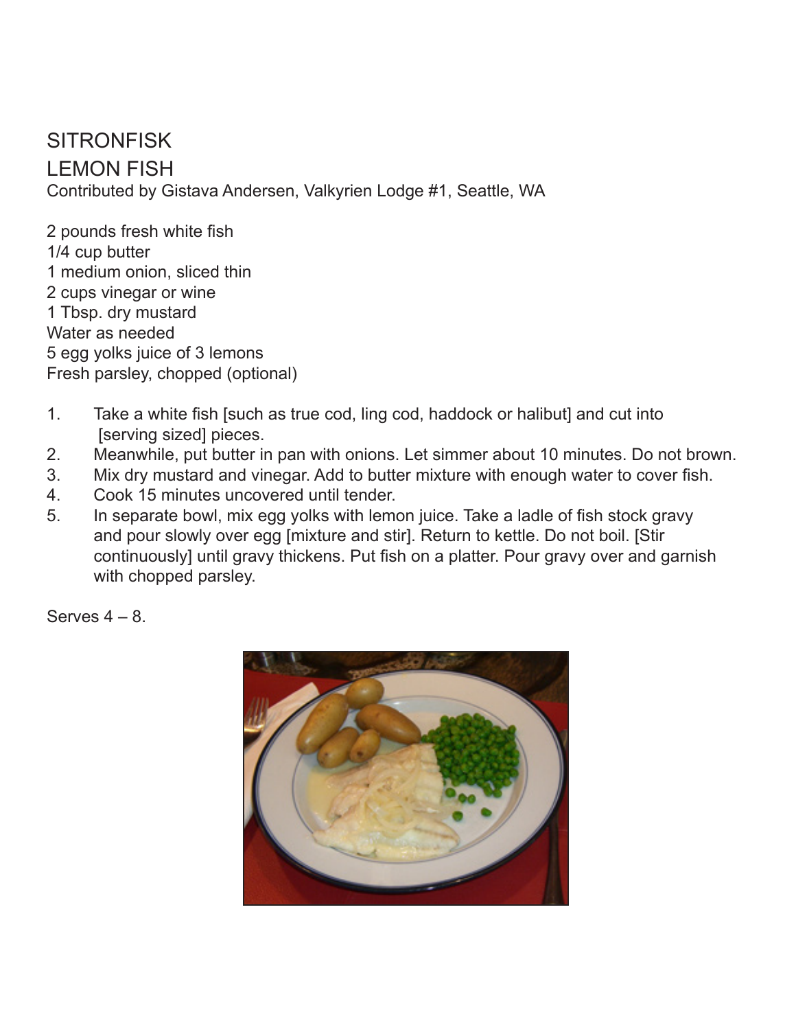# SITRONFISK

## LEMON FISH

Contributed by Gistava Andersen, Valkyrien Lodge #1, Seattle, WA

2 pounds fresh white fish
1/4 cup butter
1 medium onion, sliced thin
2 cups vinegar or wine
1 Tbsp. dry mustard
Water as needed
5 egg yolks juice of 3 lemons
Fresh parsley, chopped (optional)

1. Take a white fish [such as true cod, ling cod, haddock or halibut] and cut into [serving sized] pieces.
2. Meanwhile, put butter in pan with onions. Let simmer about 10 minutes. Do not brown.
3. Mix dry mustard and vinegar. Add to butter mixture with enough water to cover fish.
4. Cook 15 minutes uncovered until tender.
5. In separate bowl, mix egg yolks with lemon juice. Take a ladle of fish stock gravy and pour slowly over egg [mixture and stir]. Return to kettle. Do not boil. [Stir continuously] until gravy thickens. Put fish on a platter. Pour gravy over and garnish with chopped parsley.

Serves 4 – 8.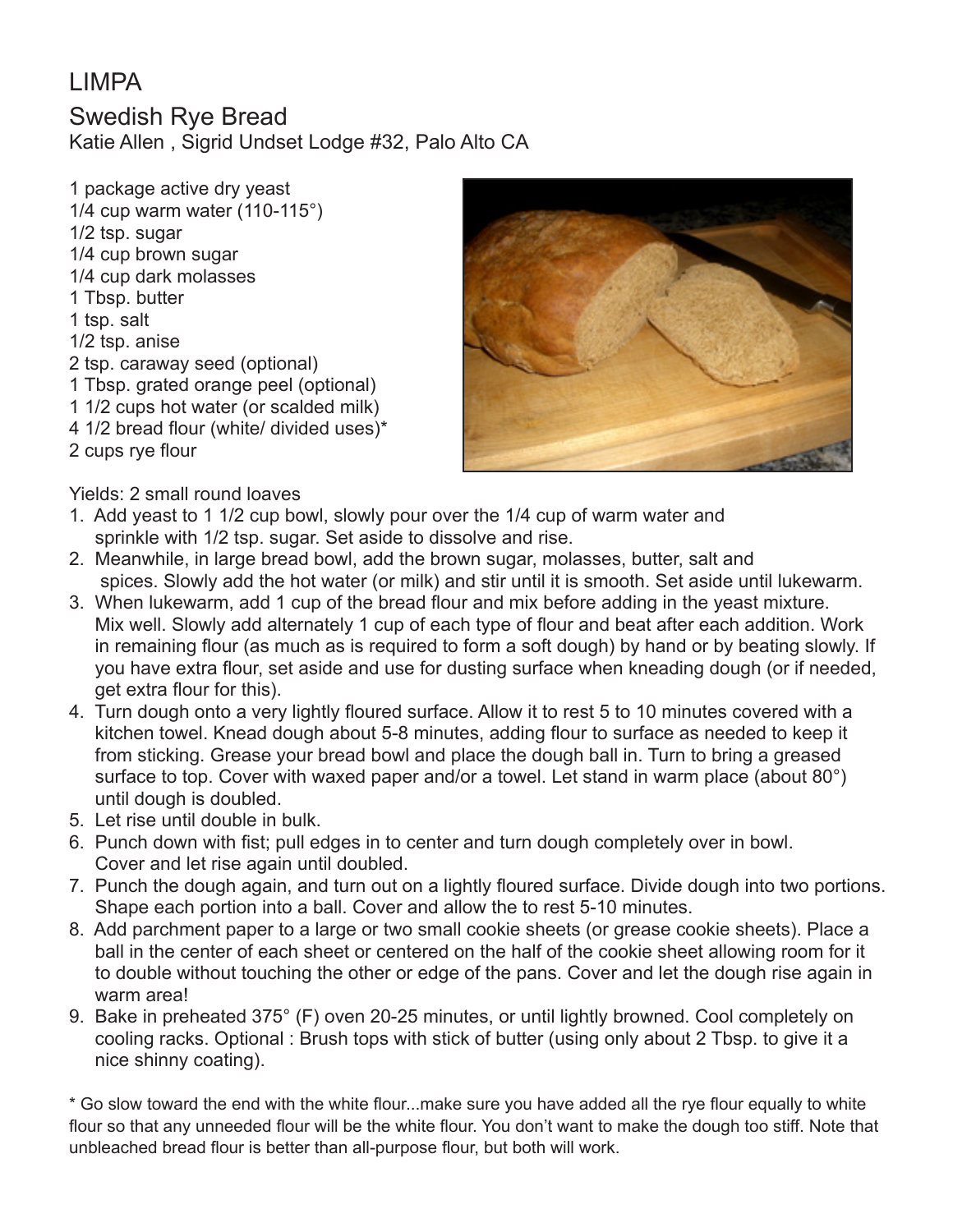# LIMPA

## Swedish Rye Bread

Katie Allen , Sigrid Undset Lodge #32, Palo Alto CA

1 package active dry yeast
1/4 cup warm water (110-115°)
1/2 tsp. sugar
1/4 cup brown sugar
1/4 cup dark molasses
1 Tbsp. butter
1 tsp. salt
1/2 tsp. anise
2 tsp. caraway seed (optional)
1 Tbsp. grated orange peel (optional)
1 1/2 cups hot water (or scalded milk)
4 1/2 bread flour (white/ divided uses)*
2 cups rye flour

Yields: 2 small round loaves

1. Add yeast to 1 1/2 cup bowl, slowly pour over the 1/4 cup of warm water and sprinkle with 1/2 tsp. sugar. Set aside to dissolve and rise.
2. Meanwhile, in large bread bowl, add the brown sugar, molasses, butter, salt and spices. Slowly add the hot water (or milk) and stir until it is smooth. Set aside until lukewarm.
3. When lukewarm, add 1 cup of the bread flour and mix before adding in the yeast mixture. Mix well. Slowly add alternately 1 cup of each type of flour and beat after each addition. Work in remaining flour (as much as is required to form a soft dough) by hand or by beating slowly. If you have extra flour, set aside and use for dusting surface when kneading dough (or if needed, get extra flour for this).
4. Turn dough onto a very lightly floured surface. Allow it to rest 5 to 10 minutes covered with a kitchen towel. Knead dough about 5-8 minutes, adding flour to surface as needed to keep it from sticking. Grease your bread bowl and place the dough ball in. Turn to bring a greased surface to top. Cover with waxed paper and/or a towel. Let stand in warm place (about 80°) until dough is doubled.
5. Let rise until double in bulk.
6. Punch down with fist; pull edges in to center and turn dough completely over in bowl. Cover and let rise again until doubled.
7. Punch the dough again, and turn out on a lightly floured surface. Divide dough into two portions. Shape each portion into a ball. Cover and allow the to rest 5-10 minutes.
8. Add parchment paper to a large or two small cookie sheets (or grease cookie sheets). Place a ball in the center of each sheet or centered on the half of the cookie sheet allowing room for it to double without touching the other or edge of the pans. Cover and let the dough rise again in warm area!
9. Bake in preheated 375° (F) oven 20-25 minutes, or until lightly browned. Cool completely on cooling racks. Optional : Brush tops with stick of butter (using only about 2 Tbsp. to give it a nice shinny coating).

* Go slow toward the end with the white flour...make sure you have added all the rye flour equally to white flour so that any unneeded flour will be the white flour. You don't want to make the dough too stiff. Note that unbleached bread flour is better than all-purpose flour, but both will work.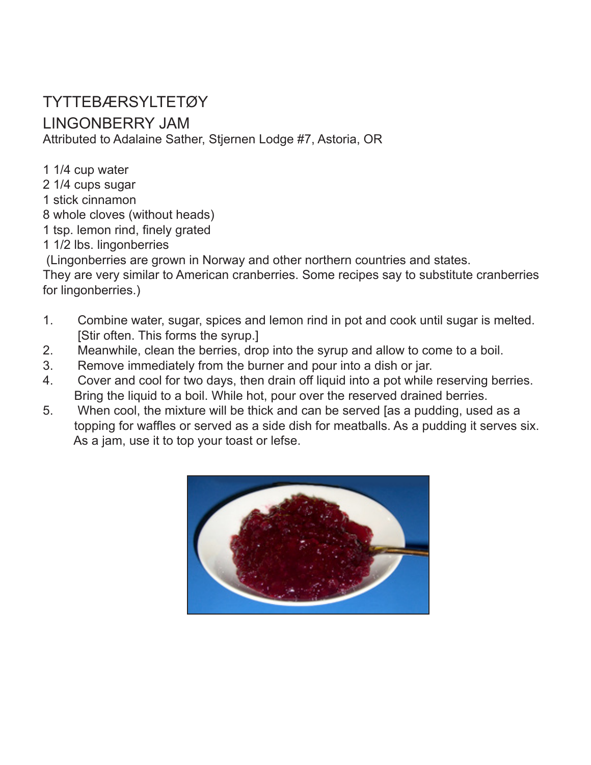# TYTTEBÆRSYLTETØY

## LINGONBERRY JAM

Attributed to Adalaine Sather, Stjernen Lodge #7, Astoria, OR

1 1/4 cup water
2 1/4 cups sugar
1 stick cinnamon
8 whole cloves (without heads)
1 tsp. lemon rind, finely grated
1 1/2 lbs. lingonberries
(Lingonberries are grown in Norway and other northern countries and states. They are very similar to American cranberries. Some recipes say to substitute cranberries for lingonberries.)

1. Combine water, sugar, spices and lemon rind in pot and cook until sugar is melted. [Stir often. This forms the syrup.]
2. Meanwhile, clean the berries, drop into the syrup and allow to come to a boil.
3. Remove immediately from the burner and pour into a dish or jar.
4. Cover and cool for two days, then drain off liquid into a pot while reserving berries. Bring the liquid to a boil. While hot, pour over the reserved drained berries.
5. When cool, the mixture will be thick and can be served [as a pudding, used as a topping for waffles or served as a side dish for meatballs. As a pudding it serves six. As a jam, use it to top your toast or lefse.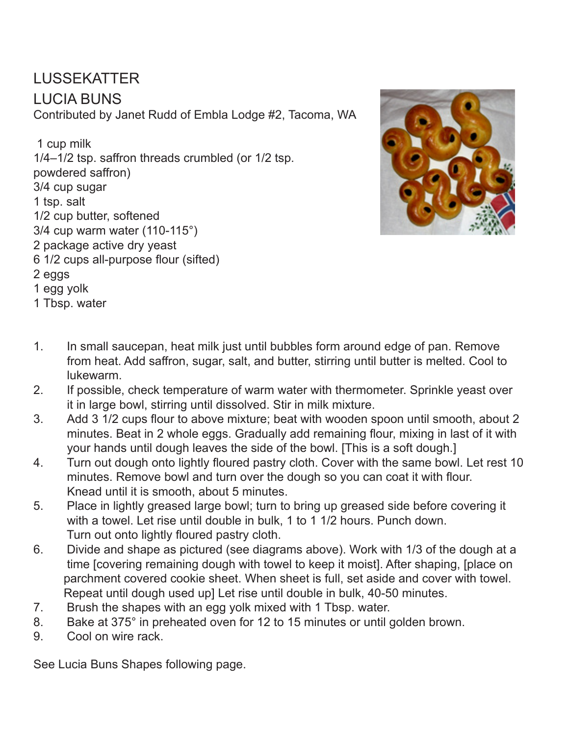# LUSSEKATTER

## LUCIA BUNS

Contributed by Janet Rudd of Embla Lodge #2, Tacoma, WA

1 cup milk
1/4–1/2 tsp. saffron threads crumbled (or 1/2 tsp. powdered saffron)
3/4 cup sugar
1 tsp. salt
1/2 cup butter, softened
3/4 cup warm water (110-115°)
2 package active dry yeast
6 1/2 cups all-purpose flour (sifted)
2 eggs
1 egg yolk
1 Tbsp. water

1. In small saucepan, heat milk just until bubbles form around edge of pan. Remove from heat. Add saffron, sugar, salt, and butter, stirring until butter is melted. Cool to lukewarm.
2. If possible, check temperature of warm water with thermometer. Sprinkle yeast over it in large bowl, stirring until dissolved. Stir in milk mixture.
3. Add 3 1/2 cups flour to above mixture; beat with wooden spoon until smooth, about 2 minutes. Beat in 2 whole eggs. Gradually add remaining flour, mixing in last of it with your hands until dough leaves the side of the bowl. [This is a soft dough.]
4. Turn out dough onto lightly floured pastry cloth. Cover with the same bowl. Let rest 10 minutes. Remove bowl and turn over the dough so you can coat it with flour. Knead until it is smooth, about 5 minutes.
5. Place in lightly greased large bowl; turn to bring up greased side before covering it with a towel. Let rise until double in bulk, 1 to 1 1/2 hours. Punch down. Turn out onto lightly floured pastry cloth.
6. Divide and shape as pictured (see diagrams above). Work with 1/3 of the dough at a time [covering remaining dough with towel to keep it moist]. After shaping, [place on parchment covered cookie sheet. When sheet is full, set aside and cover with towel. Repeat until dough used up] Let rise until double in bulk, 40-50 minutes.
7. Brush the shapes with an egg yolk mixed with 1 Tbsp. water.
8. Bake at 375° in preheated oven for 12 to 15 minutes or until golden brown.
9. Cool on wire rack.

See Lucia Buns Shapes following page.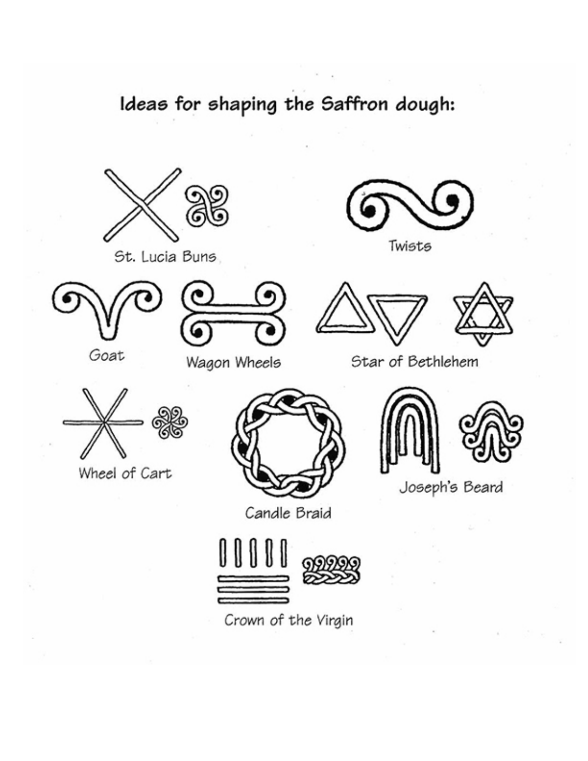## Ideas for shaping the Saffron dough:

St. Lucia Buns

Twists

Goat

Wagon Wheels

Star of Bethlehem

Wheel of Cart

Candle Braid

Joseph's Beard

Crown of the Virgin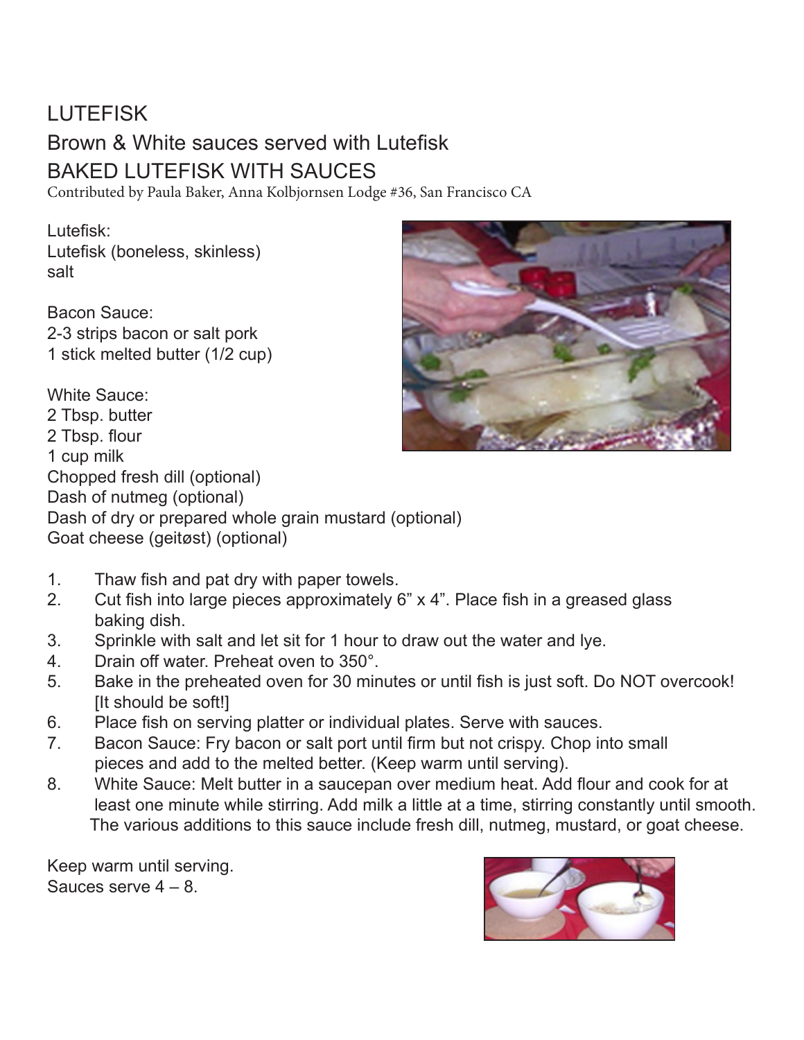# LUTEFISK

## Brown & White sauces served with Lutefisk

## BAKED LUTEFISK WITH SAUCES

Contributed by Paula Baker, Anna Kolbjornsen Lodge #36, San Francisco CA

Lutefisk:
Lutefisk (boneless, skinless)
salt

Bacon Sauce:
2-3 strips bacon or salt pork
1 stick melted butter (1/2 cup)

White Sauce:
2 Tbsp. butter
2 Tbsp. flour
1 cup milk
Chopped fresh dill (optional)
Dash of nutmeg (optional)
Dash of dry or prepared whole grain mustard (optional)
Goat cheese (geitøst) (optional)

1. Thaw fish and pat dry with paper towels.
2. Cut fish into large pieces approximately 6" x 4". Place fish in a greased glass baking dish.
3. Sprinkle with salt and let sit for 1 hour to draw out the water and lye.
4. Drain off water. Preheat oven to 350°.
5. Bake in the preheated oven for 30 minutes or until fish is just soft. Do NOT overcook! [It should be soft!]
6. Place fish on serving platter or individual plates. Serve with sauces.
7. Bacon Sauce: Fry bacon or salt port until firm but not crispy. Chop into small pieces and add to the melted better. (Keep warm until serving).
8. White Sauce: Melt butter in a saucepan over medium heat. Add flour and cook for at least one minute while stirring. Add milk a little at a time, stirring constantly until smooth. The various additions to this sauce include fresh dill, nutmeg, mustard, or goat cheese.

Keep warm until serving.
Sauces serve 4 – 8.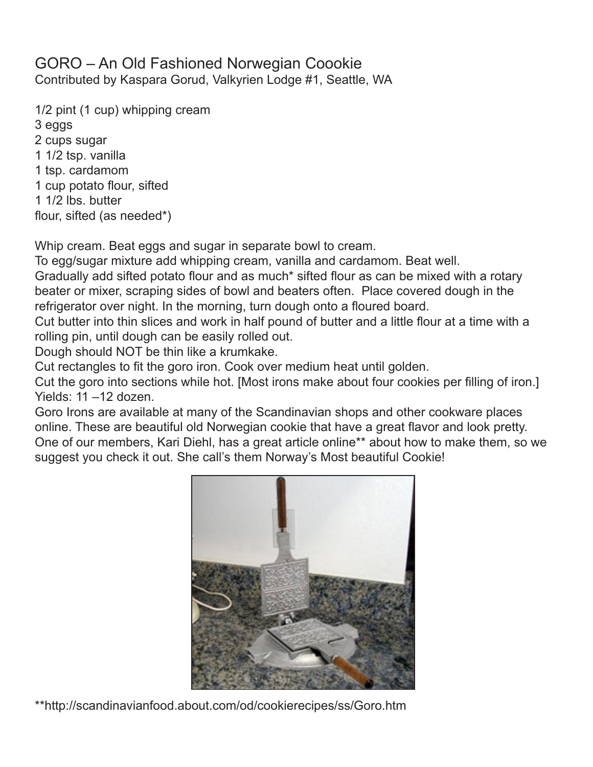# GORO – An Old Fashioned Norwegian Coookie

Contributed by Kaspara Gorud, Valkyrien Lodge #1, Seattle, WA

1/2 pint (1 cup) whipping cream
3 eggs
2 cups sugar
1 1/2 tsp. vanilla
1 tsp. cardamom
1 cup potato flour, sifted
1 1/2 lbs. butter
flour, sifted (as needed*)

Whip cream. Beat eggs and sugar in separate bowl to cream.
To egg/sugar mixture add whipping cream, vanilla and cardamom. Beat well.
Gradually add sifted potato flour and as much* sifted flour as can be mixed with a rotary beater or mixer, scraping sides of bowl and beaters often. Place covered dough in the refrigerator over night. In the morning, turn dough onto a floured board.
Cut butter into thin slices and work in half pound of butter and a little flour at a time with a rolling pin, until dough can be easily rolled out.
Dough should NOT be thin like a krumkake.
Cut rectangles to fit the goro iron. Cook over medium heat until golden.
Cut the goro into sections while hot. [Most irons make about four cookies per filling of iron.]
Yields: 11 –12 dozen.
Goro Irons are available at many of the Scandinavian shops and other cookware places online. These are beautiful old Norwegian cookie that have a great flavor and look pretty. One of our members, Kari Diehl, has a great article online** about how to make them, so we suggest you check it out. She call's them Norway's Most beautiful Cookie!

**http://scandinavianfood.about.com/od/cookierecipes/ss/Goro.htm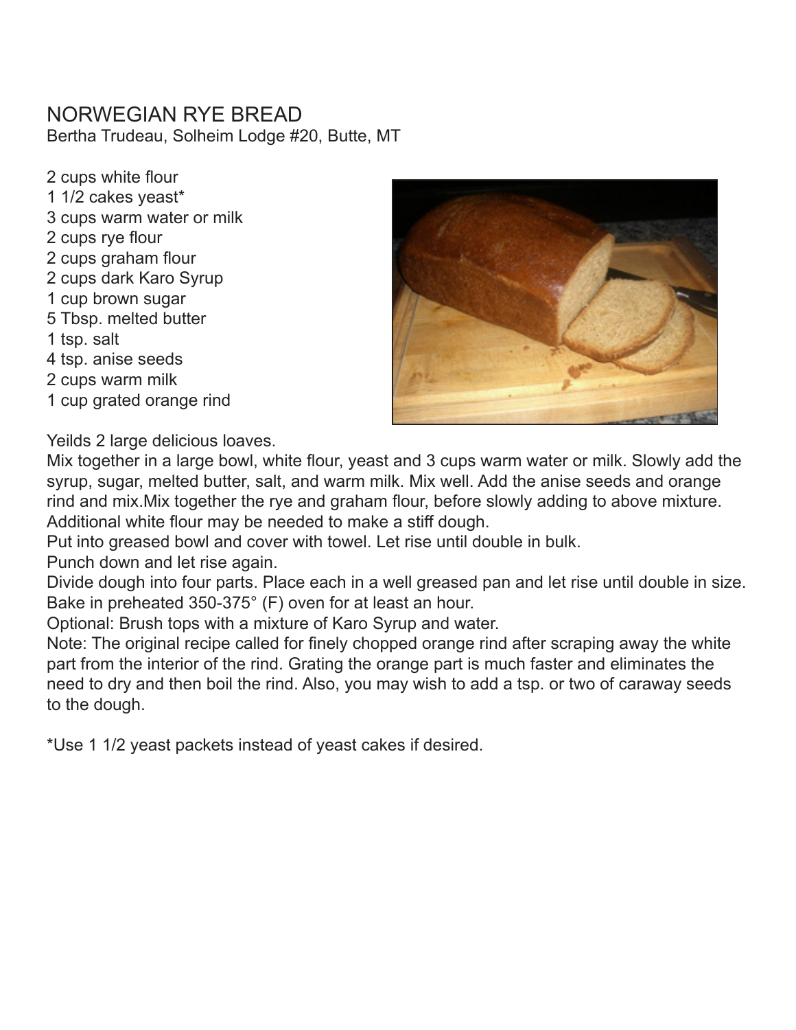# NORWEGIAN RYE BREAD

Bertha Trudeau, Solheim Lodge #20, Butte, MT

- 2 cups white flour
- 1 1/2 cakes yeast*
- 3 cups warm water or milk
- 2 cups rye flour
- 2 cups graham flour
- 2 cups dark Karo Syrup
- 1 cup brown sugar
- 5 Tbsp. melted butter
- 1 tsp. salt
- 4 tsp. anise seeds
- 2 cups warm milk
- 1 cup grated orange rind

Yeilds 2 large delicious loaves.

Mix together in a large bowl, white flour, yeast and 3 cups warm water or milk. Slowly add the syrup, sugar, melted butter, salt, and warm milk. Mix well. Add the anise seeds and orange rind and mix.Mix together the rye and graham flour, before slowly adding to above mixture. Additional white flour may be needed to make a stiff dough.

Put into greased bowl and cover with towel. Let rise until double in bulk.

Punch down and let rise again.

Divide dough into four parts. Place each in a well greased pan and let rise until double in size.

Bake in preheated 350-375° (F) oven for at least an hour.

Optional: Brush tops with a mixture of Karo Syrup and water.

Note: The original recipe called for finely chopped orange rind after scraping away the white part from the interior of the rind. Grating the orange part is much faster and eliminates the need to dry and then boil the rind. Also, you may wish to add a tsp. or two of caraway seeds to the dough.

*Use 1 1/2 yeast packets instead of yeast cakes if desired.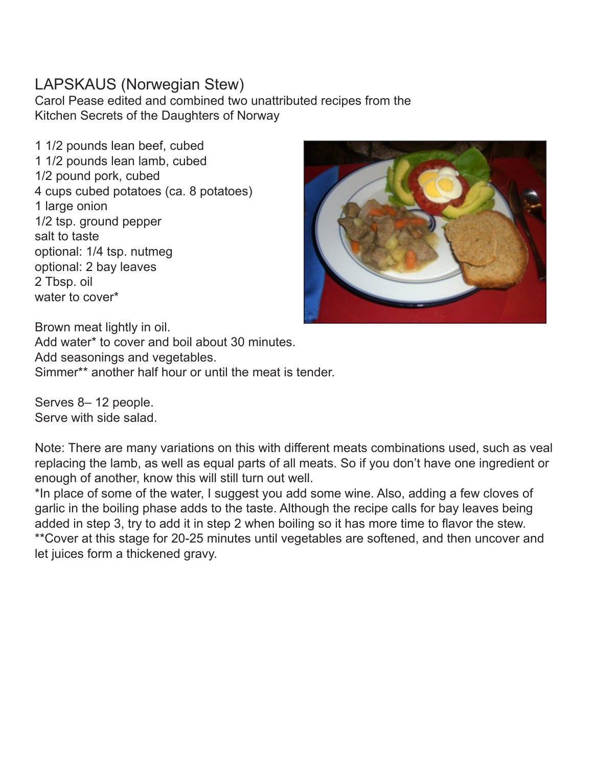# LAPSKAUS (Norwegian Stew)

Carol Pease edited and combined two unattributed recipes from the Kitchen Secrets of the Daughters of Norway

1 1/2 pounds lean beef, cubed
1 1/2 pounds lean lamb, cubed
1/2 pound pork, cubed
4 cups cubed potatoes (ca. 8 potatoes)
1 large onion
1/2 tsp. ground pepper
salt to taste
optional: 1/4 tsp. nutmeg
optional: 2 bay leaves
2 Tbsp. oil
water to cover*

Brown meat lightly in oil.
Add water* to cover and boil about 30 minutes.
Add seasonings and vegetables.
Simmer** another half hour or until the meat is tender.

Serves 8– 12 people.
Serve with side salad.

Note: There are many variations on this with different meats combinations used, such as veal replacing the lamb, as well as equal parts of all meats. So if you don't have one ingredient or enough of another, know this will still turn out well.
*In place of some of the water, I suggest you add some wine. Also, adding a few cloves of garlic in the boiling phase adds to the taste. Although the recipe calls for bay leaves being added in step 3, try to add it in step 2 when boiling so it has more time to flavor the stew.
**Cover at this stage for 20-25 minutes until vegetables are softened, and then uncover and let juices form a thickened gravy.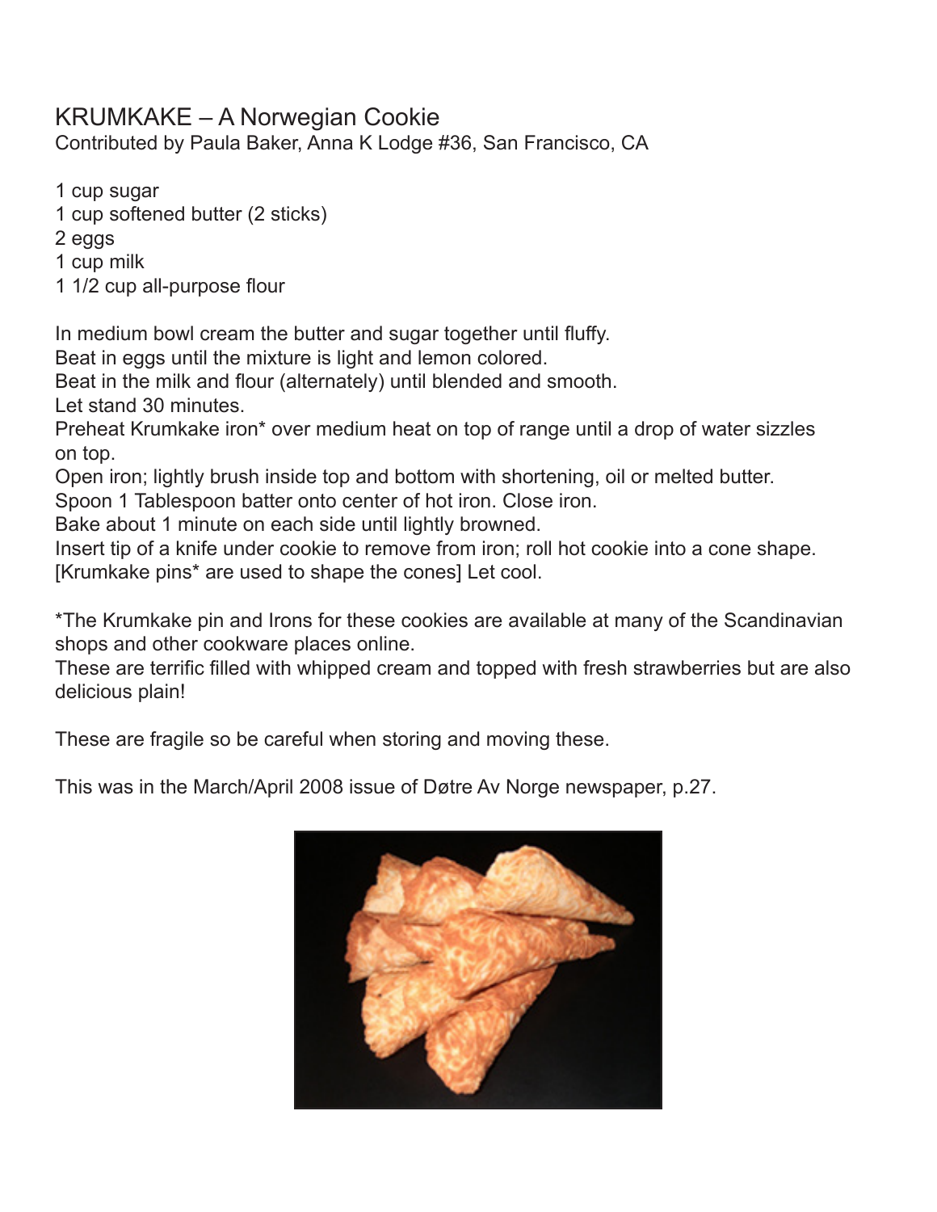# KRUMKAKE – A Norwegian Cookie

Contributed by Paula Baker, Anna K Lodge #36, San Francisco, CA

1 cup sugar
1 cup softened butter (2 sticks)
2 eggs
1 cup milk
1 1/2 cup all-purpose flour

In medium bowl cream the butter and sugar together until fluffy.
Beat in eggs until the mixture is light and lemon colored.
Beat in the milk and flour (alternately) until blended and smooth.
Let stand 30 minutes.
Preheat Krumkake iron* over medium heat on top of range until a drop of water sizzles on top.
Open iron; lightly brush inside top and bottom with shortening, oil or melted butter.
Spoon 1 Tablespoon batter onto center of hot iron. Close iron.
Bake about 1 minute on each side until lightly browned.
Insert tip of a knife under cookie to remove from iron; roll hot cookie into a cone shape. [Krumkake pins* are used to shape the cones] Let cool.

*The Krumkake pin and Irons for these cookies are available at many of the Scandinavian shops and other cookware places online.
These are terrific filled with whipped cream and topped with fresh strawberries but are also delicious plain!

These are fragile so be careful when storing and moving these.

This was in the March/April 2008 issue of Døtre Av Norge newspaper, p.27.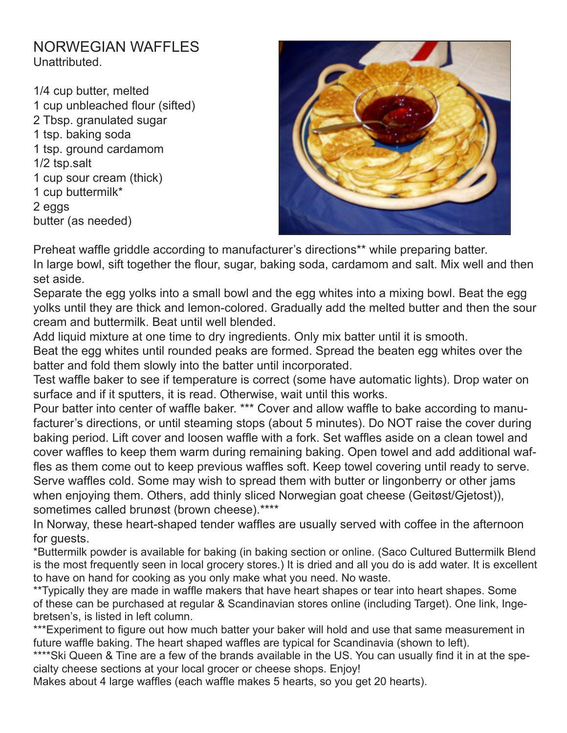# NORWEGIAN WAFFLES

Unattributed.

1/4 cup butter, melted
1 cup unbleached flour (sifted)
2 Tbsp. granulated sugar
1 tsp. baking soda
1 tsp. ground cardamom
1/2 tsp.salt
1 cup sour cream (thick)
1 cup buttermilk*
2 eggs
butter (as needed)

Preheat waffle griddle according to manufacturer's directions** while preparing batter.

In large bowl, sift together the flour, sugar, baking soda, cardamom and salt. Mix well and then set aside.

Separate the egg yolks into a small bowl and the egg whites into a mixing bowl. Beat the egg yolks until they are thick and lemon-colored. Gradually add the melted butter and then the sour cream and buttermilk. Beat until well blended.

Add liquid mixture at one time to dry ingredients. Only mix batter until it is smooth.

Beat the egg whites until rounded peaks are formed. Spread the beaten egg whites over the batter and fold them slowly into the batter until incorporated.

Test waffle baker to see if temperature is correct (some have automatic lights). Drop water on surface and if it sputters, it is read. Otherwise, wait until this works.

Pour batter into center of waffle baker. *** Cover and allow waffle to bake according to manufacturer's directions, or until steaming stops (about 5 minutes). Do NOT raise the cover during baking period. Lift cover and loosen waffle with a fork. Set waffles aside on a clean towel and cover waffles to keep them warm during remaining baking. Open towel and add additional waffles as them come out to keep previous waffles soft. Keep towel covering until ready to serve.

Serve waffles cold. Some may wish to spread them with butter or lingonberry or other jams when enjoying them. Others, add thinly sliced Norwegian goat cheese (Geitøst/Gjetost)), sometimes called brunøst (brown cheese).****

In Norway, these heart-shaped tender waffles are usually served with coffee in the afternoon for guests.

*Buttermilk powder is available for baking (in baking section or online. (Saco Cultured Buttermilk Blend is the most frequently seen in local grocery stores.) It is dried and all you do is add water. It is excellent to have on hand for cooking as you only make what you need. No waste.

**Typically they are made in waffle makers that have heart shapes or tear into heart shapes. Some of these can be purchased at regular & Scandinavian stores online (including Target). One link, Ingebretsen's, is listed in left column.

***Experiment to figure out how much batter your baker will hold and use that same measurement in future waffle baking. The heart shaped waffles are typical for Scandinavia (shown to left).

****Ski Queen & Tine are a few of the brands available in the US. You can usually find it in at the specialty cheese sections at your local grocer or cheese shops. Enjoy!

Makes about 4 large waffles (each waffle makes 5 hearts, so you get 20 hearts).